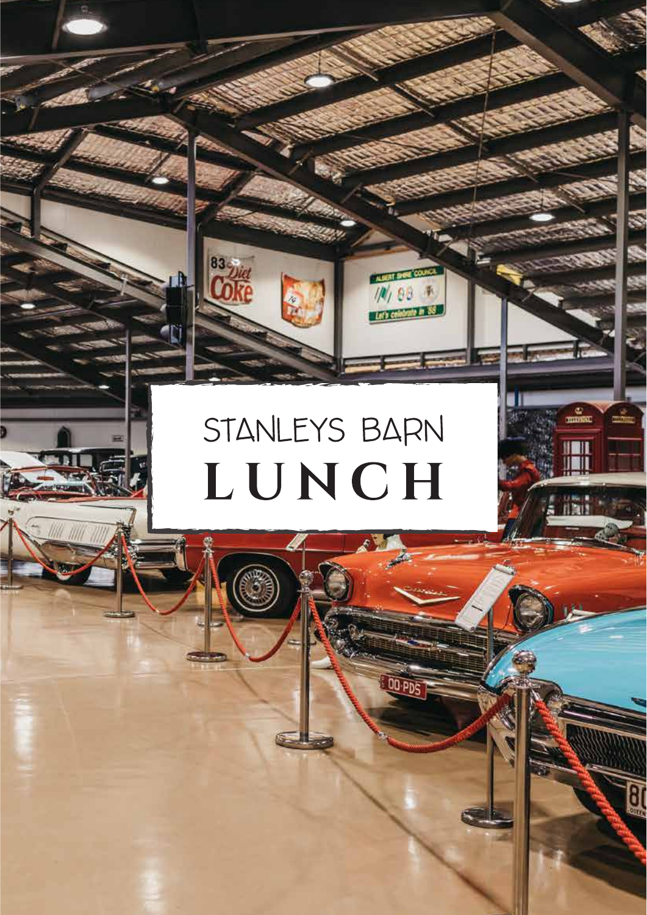# STANLEYS BARN

# LUNCH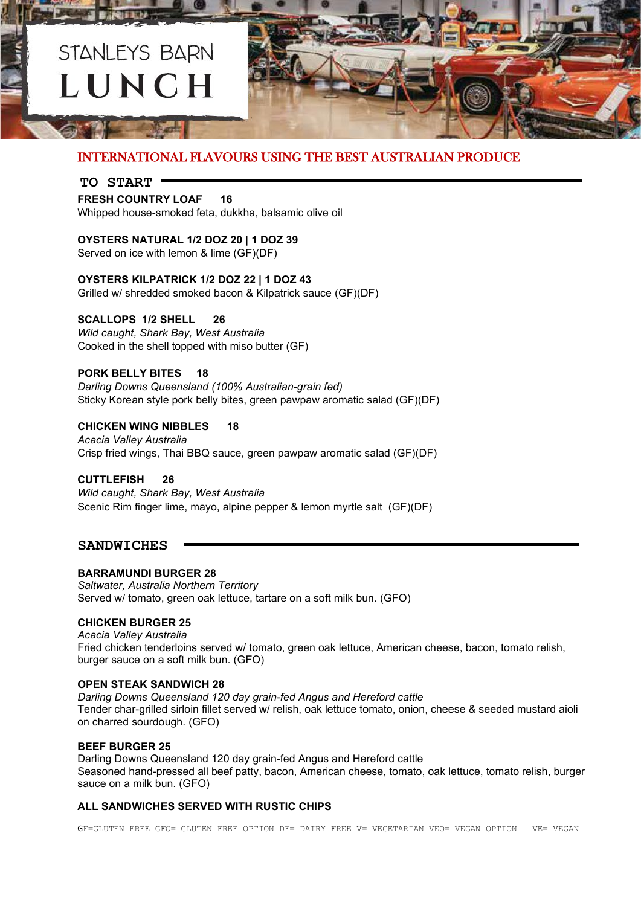# STANLEYS BARN LUNCH

## INTERNATIONAL FLAVOURS USING THE BEST AUSTRALIAN PRODUCE

## TO START

**FRESH COUNTRY LOAF 16**
Whipped house-smoked feta, dukkha, balsamic olive oil

**OYSTERS NATURAL 1/2 DOZ 20 | 1 DOZ 39**
Served on ice with lemon & lime (GF)(DF)

**OYSTERS KILPATRICK 1/2 DOZ 22 | 1 DOZ 43**
Grilled w/ shredded smoked bacon & Kilpatrick sauce (GF)(DF)

**SCALLOPS 1/2 SHELL 26**
*Wild caught, Shark Bay, West Australia*
Cooked in the shell topped with miso butter (GF)

**PORK BELLY BITES 18**
*Darling Downs Queensland (100% Australian-grain fed)*
Sticky Korean style pork belly bites, green pawpaw aromatic salad (GF)(DF)

**CHICKEN WING NIBBLES 18**
*Acacia Valley Australia*
Crisp fried wings, Thai BBQ sauce, green pawpaw aromatic salad (GF)(DF)

**CUTTLEFISH 26**
*Wild caught, Shark Bay, West Australia*
Scenic Rim finger lime, mayo, alpine pepper & lemon myrtle salt (GF)(DF)

## SANDWICHES

**BARRAMUNDI BURGER 28**
*Saltwater, Australia Northern Territory*
Served w/ tomato, green oak lettuce, tartare on a soft milk bun. (GFO)

**CHICKEN BURGER 25**
*Acacia Valley Australia*
Fried chicken tenderloins served w/ tomato, green oak lettuce, American cheese, bacon, tomato relish, burger sauce on a soft milk bun. (GFO)

**OPEN STEAK SANDWICH 28**
*Darling Downs Queensland 120 day grain-fed Angus and Hereford cattle*
Tender char-grilled sirloin fillet served w/ relish, oak lettuce tomato, onion, cheese & seeded mustard aioli on charred sourdough. (GFO)

**BEEF BURGER 25**
Darling Downs Queensland 120 day grain-fed Angus and Hereford cattle
Seasoned hand-pressed all beef patty, bacon, American cheese, tomato, oak lettuce, tomato relish, burger sauce on a milk bun. (GFO)

**ALL SANDWICHES SERVED WITH RUSTIC CHIPS**

GF=GLUTEN FREE GFO= GLUTEN FREE OPTION DF= DAIRY FREE V= VEGETARIAN VEO= VEGAN OPTION VE= VEGAN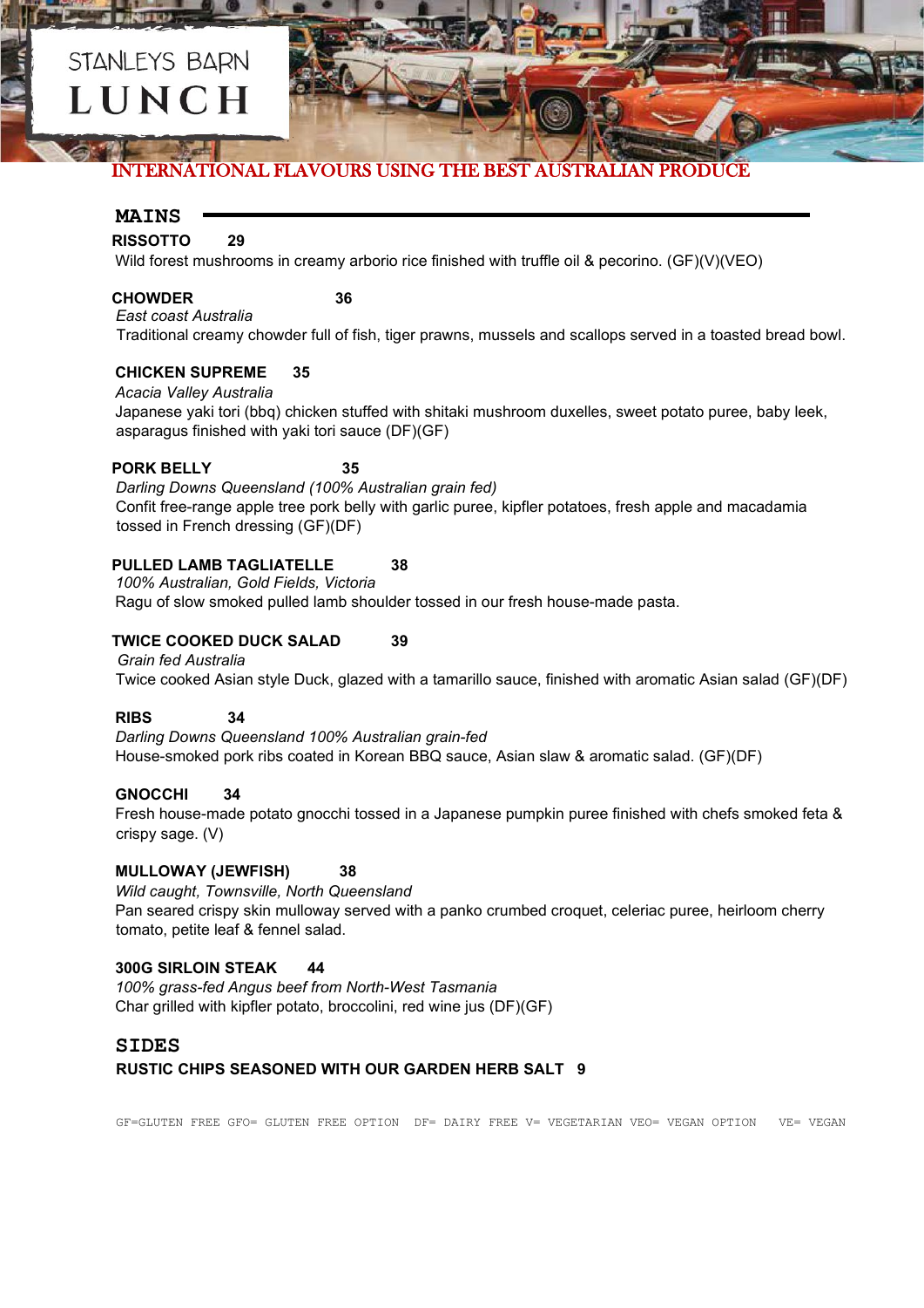STANLEYS BARN

# LUNCH

INTERNATIONAL FLAVOURS USING THE BEST AUSTRALIAN PRODUCE

## MAINS

**RISSOTTO** **29**

Wild forest mushrooms in creamy arborio rice finished with truffle oil & pecorino. (GF)(V)(VEO)

**CHOWDER** **36**

*East coast Australia*

Traditional creamy chowder full of fish, tiger prawns, mussels and scallops served in a toasted bread bowl.

**CHICKEN SUPREME** **35**

*Acacia Valley Australia*

Japanese yaki tori (bbq) chicken stuffed with shitaki mushroom duxelles, sweet potato puree, baby leek, asparagus finished with yaki tori sauce (DF)(GF)

**PORK BELLY** **35**

*Darling Downs Queensland (100% Australian grain fed)*

Confit free-range apple tree pork belly with garlic puree, kipfler potatoes, fresh apple and macadamia tossed in French dressing (GF)(DF)

**PULLED LAMB TAGLIATELLE** **38**

*100% Australian, Gold Fields, Victoria*

Ragu of slow smoked pulled lamb shoulder tossed in our fresh house-made pasta.

**TWICE COOKED DUCK SALAD** **39**

*Grain fed Australia*

Twice cooked Asian style Duck, glazed with a tamarillo sauce, finished with aromatic Asian salad (GF)(DF)

**RIBS** **34**

*Darling Downs Queensland 100% Australian grain-fed*

House-smoked pork ribs coated in Korean BBQ sauce, Asian slaw & aromatic salad. (GF)(DF)

**GNOCCHI** **34**

Fresh house-made potato gnocchi tossed in a Japanese pumpkin puree finished with chefs smoked feta & crispy sage. (V)

**MULLOWAY (JEWFISH)** **38**

*Wild caught, Townsville, North Queensland*

Pan seared crispy skin mulloway served with a panko crumbed croquet, celeriac puree, heirloom cherry tomato, petite leaf & fennel salad.

**300G SIRLOIN STEAK** **44**

*100% grass-fed Angus beef from North-West Tasmania*

Char grilled with kipfler potato, broccolini, red wine jus (DF)(GF)

## SIDES

**RUSTIC CHIPS SEASONED WITH OUR GARDEN HERB SALT** **9**

GF=GLUTEN FREE GFO= GLUTEN FREE OPTION DF= DAIRY FREE V= VEGETARIAN VEO= VEGAN OPTION VE= VEGAN